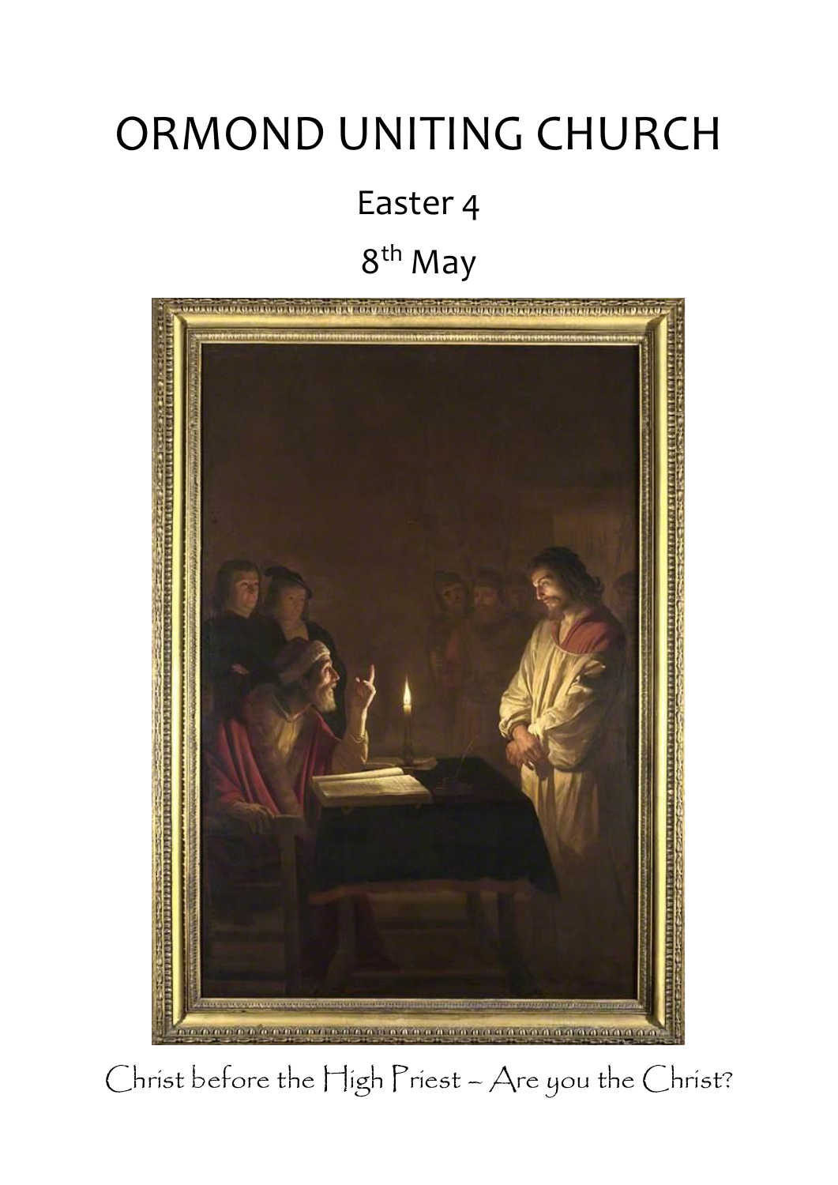# ORMOND UNITING CHURCH

## Easter 4

## 8th May

Christ before the High Priest – Are you the Christ?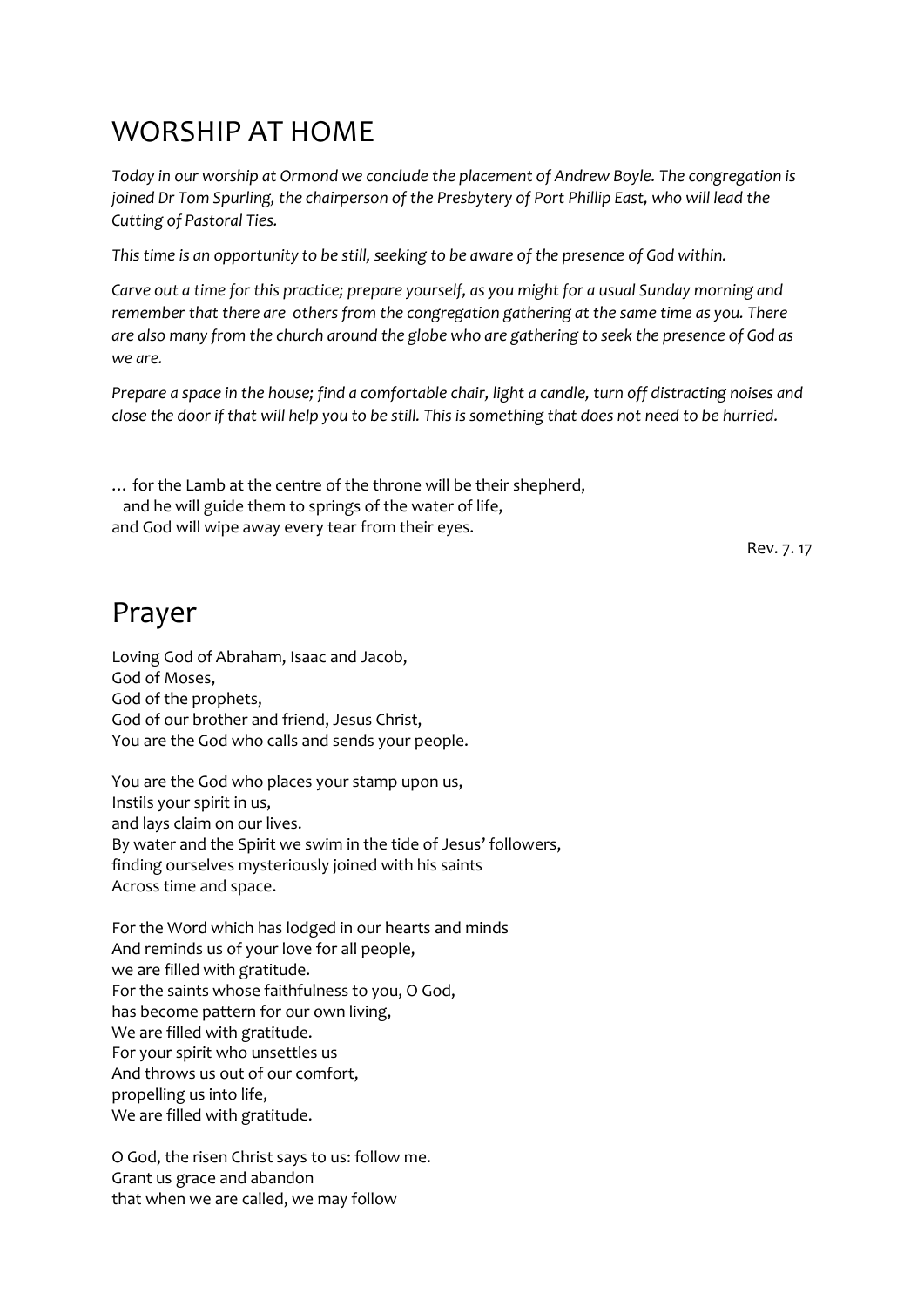# WORSHIP AT HOME

*Today in our worship at Ormond we conclude the placement of Andrew Boyle. The congregation is joined Dr Tom Spurling, the chairperson of the Presbytery of Port Phillip East, who will lead the Cutting of Pastoral Ties.*

*This time is an opportunity to be still, seeking to be aware of the presence of God within.*

*Carve out a time for this practice; prepare yourself, as you might for a usual Sunday morning and remember that there are others from the congregation gathering at the same time as you. There are also many from the church around the globe who are gathering to seek the presence of God as we are.*

*Prepare a space in the house; find a comfortable chair, light a candle, turn off distracting noises and close the door if that will help you to be still. This is something that does not need to be hurried.*

… for the Lamb at the centre of the throne will be their shepherd,
and he will guide them to springs of the water of life,
and God will wipe away every tear from their eyes.

Rev. 7. 17

# Prayer

Loving God of Abraham, Isaac and Jacob,
God of Moses,
God of the prophets,
God of our brother and friend, Jesus Christ,
You are the God who calls and sends your people.

You are the God who places your stamp upon us,
Instils your spirit in us,
and lays claim on our lives.
By water and the Spirit we swim in the tide of Jesus' followers,
finding ourselves mysteriously joined with his saints
Across time and space.

For the Word which has lodged in our hearts and minds
And reminds us of your love for all people,
we are filled with gratitude.
For the saints whose faithfulness to you, O God,
has become pattern for our own living,
We are filled with gratitude.
For your spirit who unsettles us
And throws us out of our comfort,
propelling us into life,
We are filled with gratitude.

O God, the risen Christ says to us: follow me.
Grant us grace and abandon
that when we are called, we may follow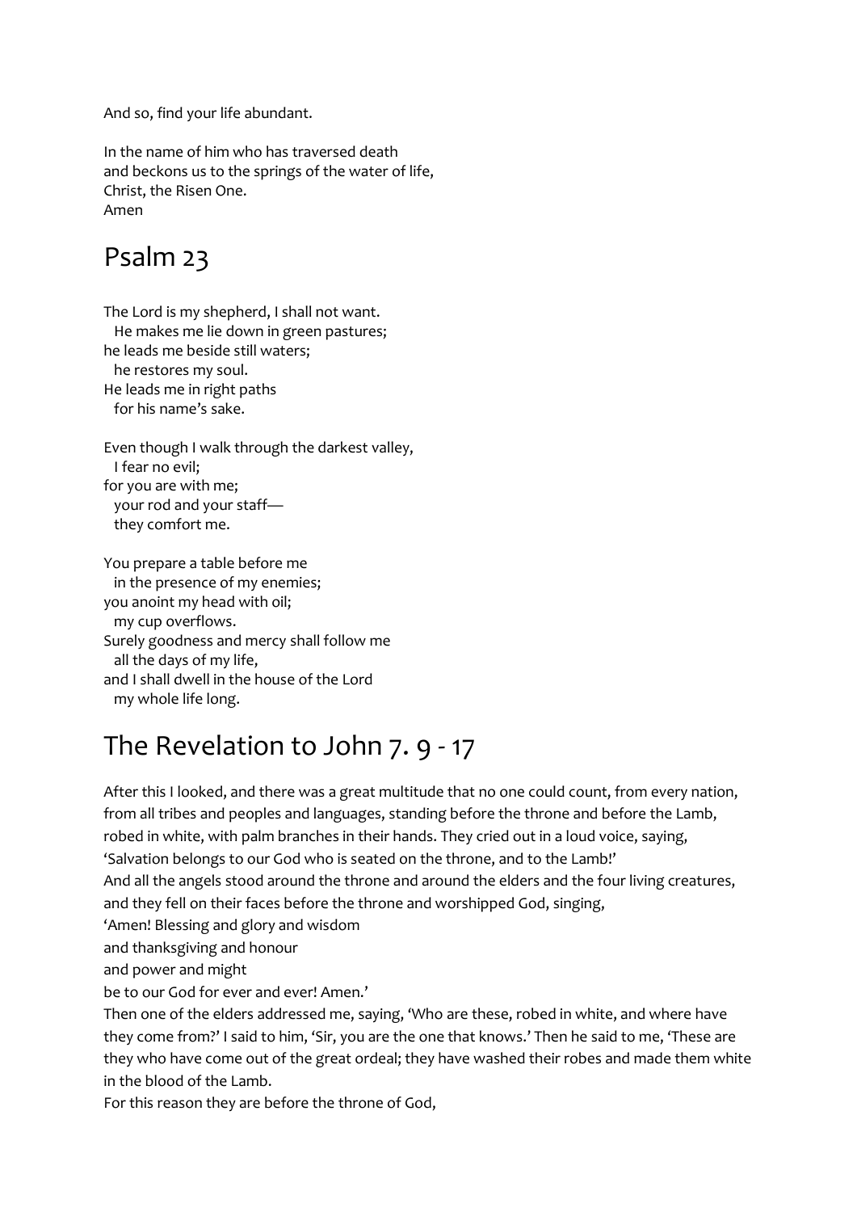And so, find your life abundant.

In the name of him who has traversed death
and beckons us to the springs of the water of life,
Christ, the Risen One.
Amen

## Psalm 23

The Lord is my shepherd, I shall not want.
  He makes me lie down in green pastures;
he leads me beside still waters;
  he restores my soul.
He leads me in right paths
  for his name's sake.

Even though I walk through the darkest valley,
  I fear no evil;
for you are with me;
  your rod and your staff—
  they comfort me.

You prepare a table before me
  in the presence of my enemies;
you anoint my head with oil;
  my cup overflows.
Surely goodness and mercy shall follow me
  all the days of my life,
and I shall dwell in the house of the Lord
  my whole life long.

## The Revelation to John 7. 9 - 17

After this I looked, and there was a great multitude that no one could count, from every nation, from all tribes and peoples and languages, standing before the throne and before the Lamb, robed in white, with palm branches in their hands. They cried out in a loud voice, saying,
'Salvation belongs to our God who is seated on the throne, and to the Lamb!'
And all the angels stood around the throne and around the elders and the four living creatures, and they fell on their faces before the throne and worshipped God, singing,
'Amen! Blessing and glory and wisdom
and thanksgiving and honour
and power and might
be to our God for ever and ever! Amen.'
Then one of the elders addressed me, saying, 'Who are these, robed in white, and where have they come from?' I said to him, 'Sir, you are the one that knows.' Then he said to me, 'These are they who have come out of the great ordeal; they have washed their robes and made them white in the blood of the Lamb.
For this reason they are before the throne of God,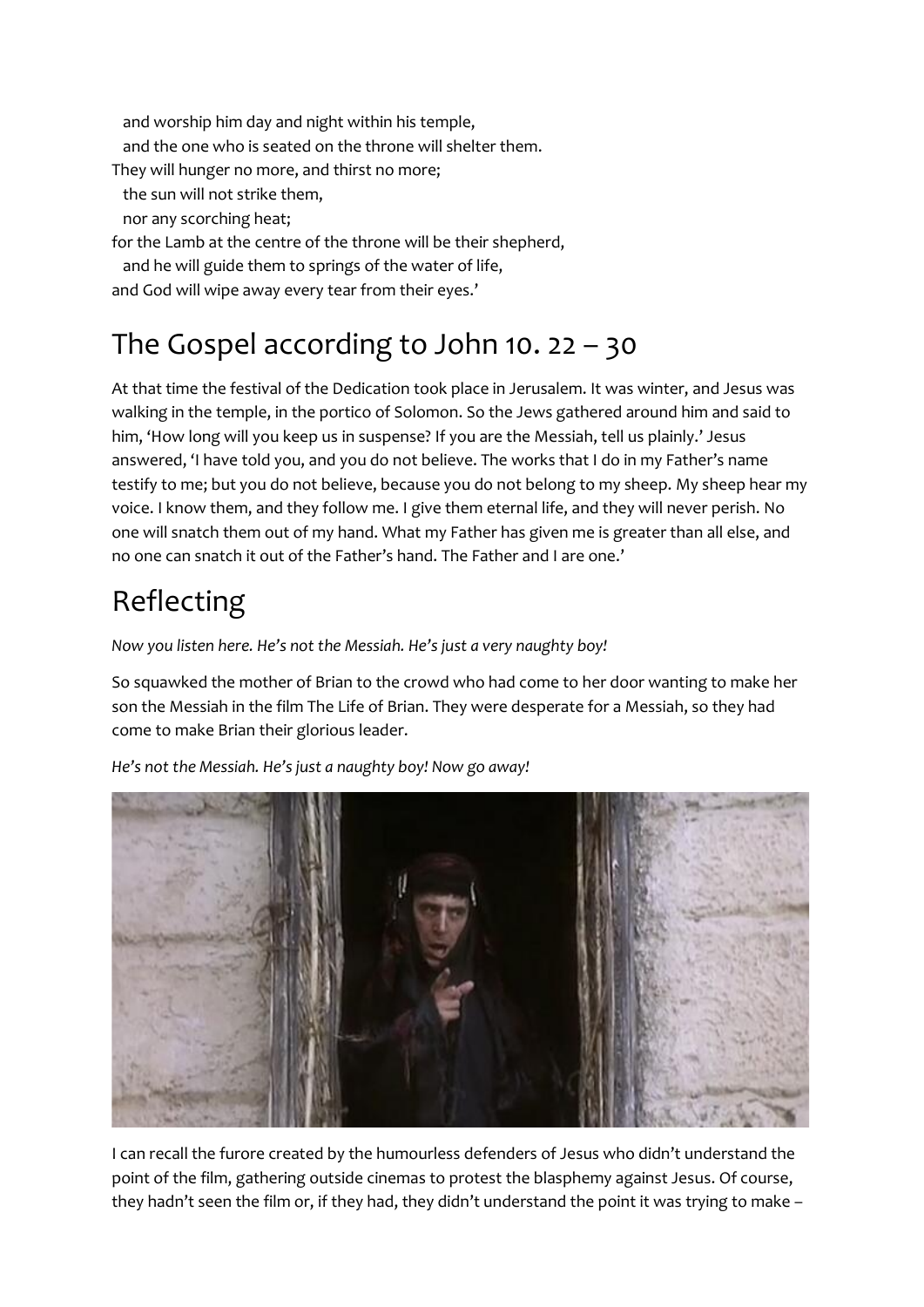and worship him day and night within his temple,
  and the one who is seated on the throne will shelter them.
They will hunger no more, and thirst no more;
  the sun will not strike them,
  nor any scorching heat;
for the Lamb at the centre of the throne will be their shepherd,
  and he will guide them to springs of the water of life,
and God will wipe away every tear from their eyes.'

# The Gospel according to John 10. 22 – 30

At that time the festival of the Dedication took place in Jerusalem. It was winter, and Jesus was walking in the temple, in the portico of Solomon. So the Jews gathered around him and said to him, 'How long will you keep us in suspense? If you are the Messiah, tell us plainly.' Jesus answered, 'I have told you, and you do not believe. The works that I do in my Father's name testify to me; but you do not believe, because you do not belong to my sheep. My sheep hear my voice. I know them, and they follow me. I give them eternal life, and they will never perish. No one will snatch them out of my hand. What my Father has given me is greater than all else, and no one can snatch it out of the Father's hand. The Father and I are one.'

# Reflecting

*Now you listen here. He's not the Messiah. He's just a very naughty boy!*

So squawked the mother of Brian to the crowd who had come to her door wanting to make her son the Messiah in the film The Life of Brian. They were desperate for a Messiah, so they had come to make Brian their glorious leader.

*He's not the Messiah. He's just a naughty boy! Now go away!*

I can recall the furore created by the humourless defenders of Jesus who didn't understand the point of the film, gathering outside cinemas to protest the blasphemy against Jesus. Of course, they hadn't seen the film or, if they had, they didn't understand the point it was trying to make –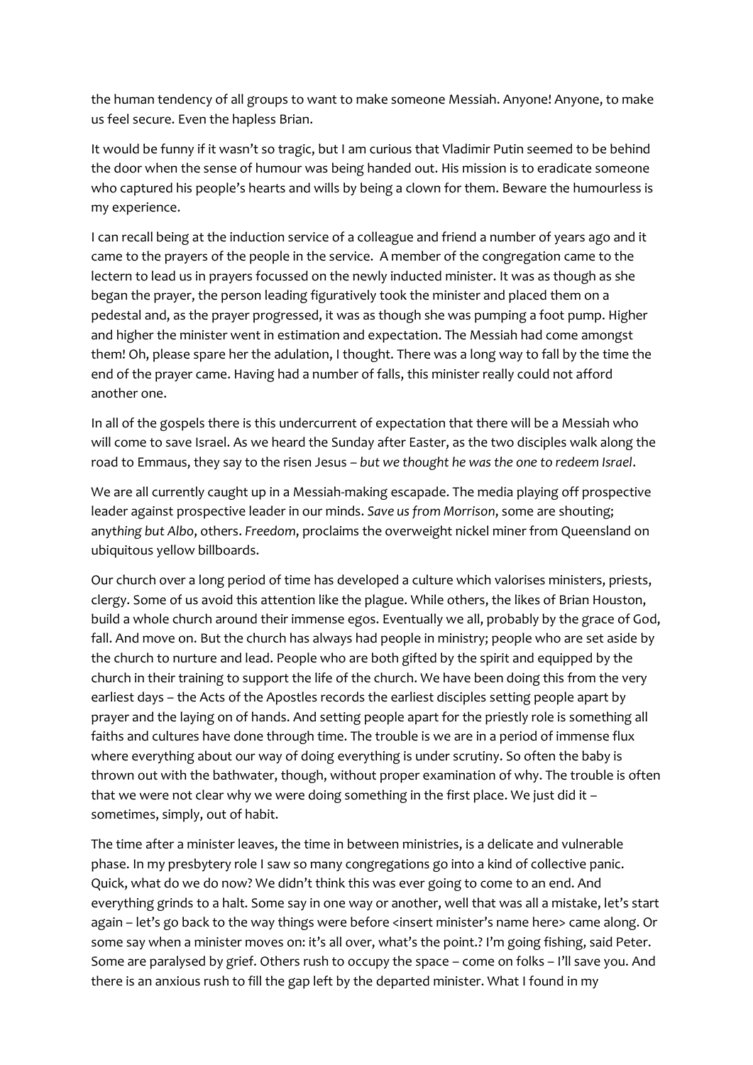the human tendency of all groups to want to make someone Messiah. Anyone! Anyone, to make us feel secure. Even the hapless Brian.

It would be funny if it wasn't so tragic, but I am curious that Vladimir Putin seemed to be behind the door when the sense of humour was being handed out. His mission is to eradicate someone who captured his people's hearts and wills by being a clown for them. Beware the humourless is my experience.

I can recall being at the induction service of a colleague and friend a number of years ago and it came to the prayers of the people in the service. A member of the congregation came to the lectern to lead us in prayers focussed on the newly inducted minister. It was as though as she began the prayer, the person leading figuratively took the minister and placed them on a pedestal and, as the prayer progressed, it was as though she was pumping a foot pump. Higher and higher the minister went in estimation and expectation. The Messiah had come amongst them! Oh, please spare her the adulation, I thought. There was a long way to fall by the time the end of the prayer came. Having had a number of falls, this minister really could not afford another one.

In all of the gospels there is this undercurrent of expectation that there will be a Messiah who will come to save Israel. As we heard the Sunday after Easter, as the two disciples walk along the road to Emmaus, they say to the risen Jesus – *but we thought he was the one to redeem Israel*.

We are all currently caught up in a Messiah-making escapade. The media playing off prospective leader against prospective leader in our minds. *Save us from Morrison*, some are shouting; any*thing but Albo*, others. *Freedom*, proclaims the overweight nickel miner from Queensland on ubiquitous yellow billboards.

Our church over a long period of time has developed a culture which valorises ministers, priests, clergy. Some of us avoid this attention like the plague. While others, the likes of Brian Houston, build a whole church around their immense egos. Eventually we all, probably by the grace of God, fall. And move on. But the church has always had people in ministry; people who are set aside by the church to nurture and lead. People who are both gifted by the spirit and equipped by the church in their training to support the life of the church. We have been doing this from the very earliest days – the Acts of the Apostles records the earliest disciples setting people apart by prayer and the laying on of hands. And setting people apart for the priestly role is something all faiths and cultures have done through time. The trouble is we are in a period of immense flux where everything about our way of doing everything is under scrutiny. So often the baby is thrown out with the bathwater, though, without proper examination of why. The trouble is often that we were not clear why we were doing something in the first place. We just did it – sometimes, simply, out of habit.

The time after a minister leaves, the time in between ministries, is a delicate and vulnerable phase. In my presbytery role I saw so many congregations go into a kind of collective panic. Quick, what do we do now? We didn't think this was ever going to come to an end. And everything grinds to a halt. Some say in one way or another, well that was all a mistake, let's start again – let's go back to the way things were before <insert minister's name here> came along. Or some say when a minister moves on: it's all over, what's the point.? I'm going fishing, said Peter. Some are paralysed by grief. Others rush to occupy the space – come on folks – I'll save you. And there is an anxious rush to fill the gap left by the departed minister. What I found in my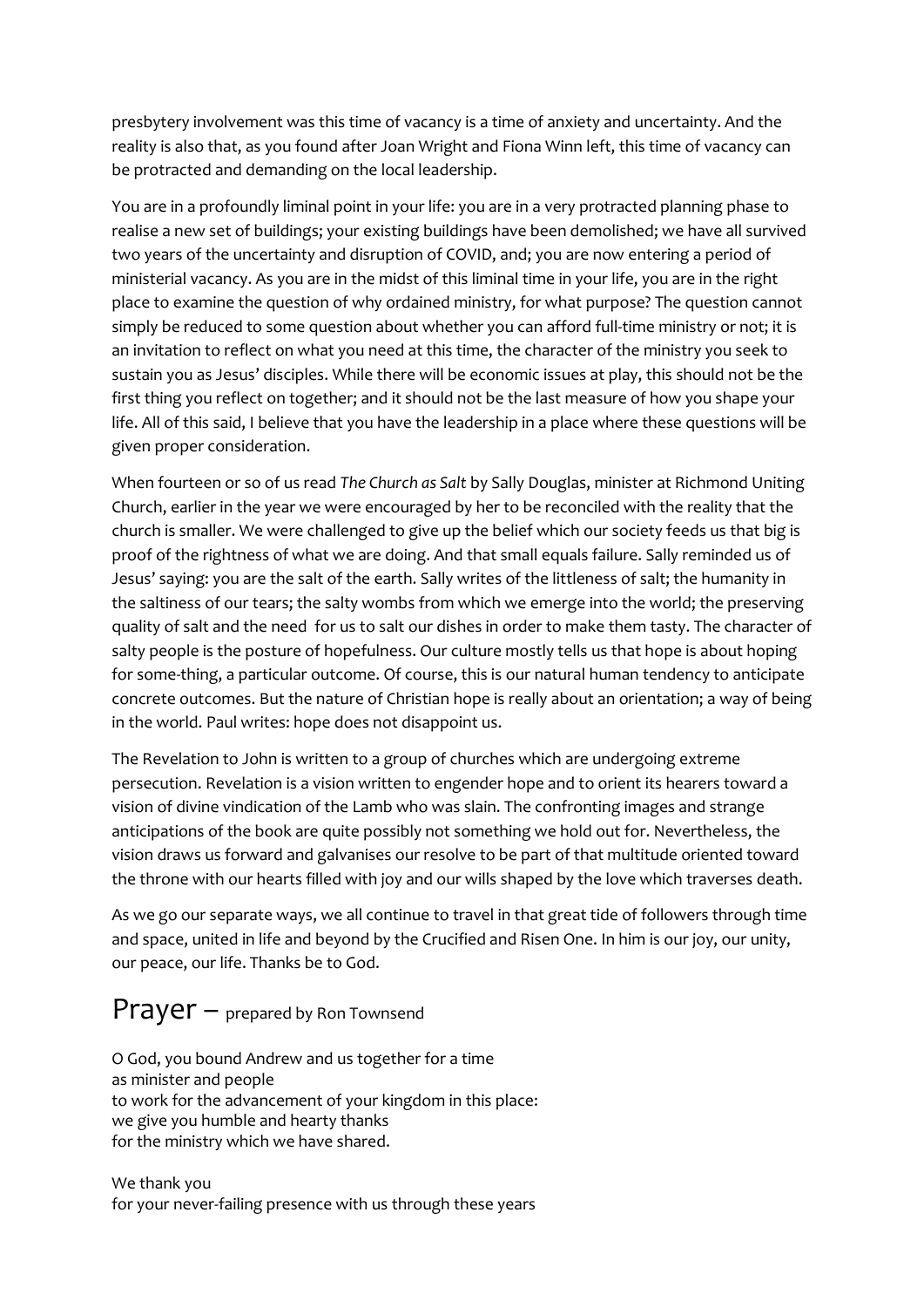presbytery involvement was this time of vacancy is a time of anxiety and uncertainty. And the reality is also that, as you found after Joan Wright and Fiona Winn left, this time of vacancy can be protracted and demanding on the local leadership.

You are in a profoundly liminal point in your life: you are in a very protracted planning phase to realise a new set of buildings; your existing buildings have been demolished; we have all survived two years of the uncertainty and disruption of COVID, and; you are now entering a period of ministerial vacancy. As you are in the midst of this liminal time in your life, you are in the right place to examine the question of why ordained ministry, for what purpose? The question cannot simply be reduced to some question about whether you can afford full-time ministry or not; it is an invitation to reflect on what you need at this time, the character of the ministry you seek to sustain you as Jesus' disciples. While there will be economic issues at play, this should not be the first thing you reflect on together; and it should not be the last measure of how you shape your life. All of this said, I believe that you have the leadership in a place where these questions will be given proper consideration.

When fourteen or so of us read *The Church as Salt* by Sally Douglas, minister at Richmond Uniting Church, earlier in the year we were encouraged by her to be reconciled with the reality that the church is smaller. We were challenged to give up the belief which our society feeds us that big is proof of the rightness of what we are doing. And that small equals failure. Sally reminded us of Jesus' saying: you are the salt of the earth. Sally writes of the littleness of salt; the humanity in the saltiness of our tears; the salty wombs from which we emerge into the world; the preserving quality of salt and the need for us to salt our dishes in order to make them tasty. The character of salty people is the posture of hopefulness. Our culture mostly tells us that hope is about hoping for some-thing, a particular outcome. Of course, this is our natural human tendency to anticipate concrete outcomes. But the nature of Christian hope is really about an orientation; a way of being in the world. Paul writes: hope does not disappoint us.

The Revelation to John is written to a group of churches which are undergoing extreme persecution. Revelation is a vision written to engender hope and to orient its hearers toward a vision of divine vindication of the Lamb who was slain. The confronting images and strange anticipations of the book are quite possibly not something we hold out for. Nevertheless, the vision draws us forward and galvanises our resolve to be part of that multitude oriented toward the throne with our hearts filled with joy and our wills shaped by the love which traverses death.

As we go our separate ways, we all continue to travel in that great tide of followers through time and space, united in life and beyond by the Crucified and Risen One. In him is our joy, our unity, our peace, our life. Thanks be to God.

# Prayer – prepared by Ron Townsend

O God, you bound Andrew and us together for a time
as minister and people
to work for the advancement of your kingdom in this place:
we give you humble and hearty thanks
for the ministry which we have shared.

We thank you
for your never-failing presence with us through these years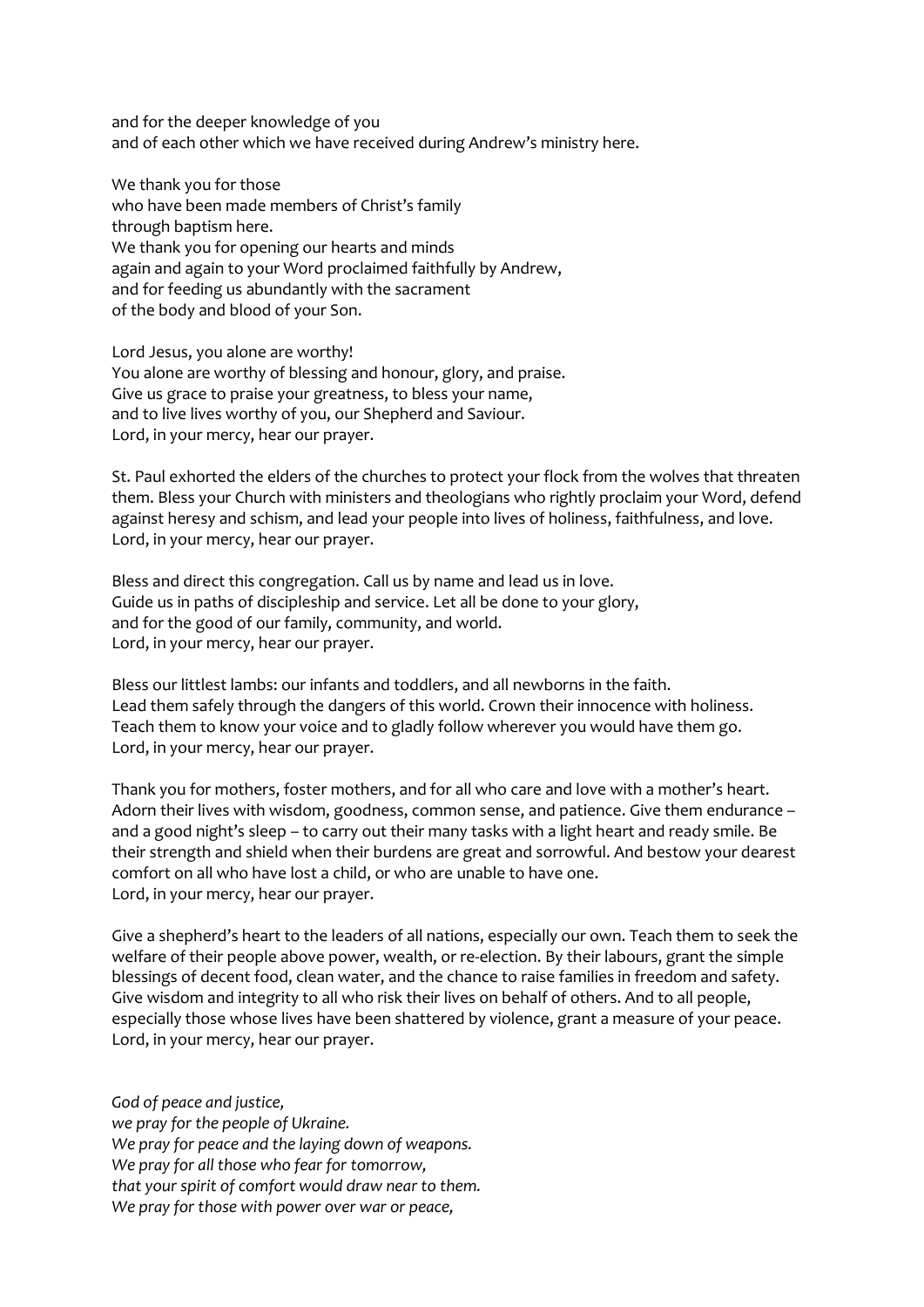and for the deeper knowledge of you
and of each other which we have received during Andrew's ministry here.

We thank you for those
who have been made members of Christ's family
through baptism here.
We thank you for opening our hearts and minds
again and again to your Word proclaimed faithfully by Andrew,
and for feeding us abundantly with the sacrament
of the body and blood of your Son.

Lord Jesus, you alone are worthy!
You alone are worthy of blessing and honour, glory, and praise.
Give us grace to praise your greatness, to bless your name,
and to live lives worthy of you, our Shepherd and Saviour.
Lord, in your mercy, hear our prayer.

St. Paul exhorted the elders of the churches to protect your flock from the wolves that threaten them. Bless your Church with ministers and theologians who rightly proclaim your Word, defend against heresy and schism, and lead your people into lives of holiness, faithfulness, and love.
Lord, in your mercy, hear our prayer.

Bless and direct this congregation. Call us by name and lead us in love.
Guide us in paths of discipleship and service. Let all be done to your glory,
and for the good of our family, community, and world.
Lord, in your mercy, hear our prayer.

Bless our littlest lambs: our infants and toddlers, and all newborns in the faith.
Lead them safely through the dangers of this world. Crown their innocence with holiness.
Teach them to know your voice and to gladly follow wherever you would have them go.
Lord, in your mercy, hear our prayer.

Thank you for mothers, foster mothers, and for all who care and love with a mother's heart. Adorn their lives with wisdom, goodness, common sense, and patience. Give them endurance – and a good night's sleep – to carry out their many tasks with a light heart and ready smile. Be their strength and shield when their burdens are great and sorrowful. And bestow your dearest comfort on all who have lost a child, or who are unable to have one.
Lord, in your mercy, hear our prayer.

Give a shepherd's heart to the leaders of all nations, especially our own. Teach them to seek the welfare of their people above power, wealth, or re-election. By their labours, grant the simple blessings of decent food, clean water, and the chance to raise families in freedom and safety. Give wisdom and integrity to all who risk their lives on behalf of others. And to all people, especially those whose lives have been shattered by violence, grant a measure of your peace.
Lord, in your mercy, hear our prayer.

*God of peace and justice,*
*we pray for the people of Ukraine.*
*We pray for peace and the laying down of weapons.*
*We pray for all those who fear for tomorrow,*
*that your spirit of comfort would draw near to them.*
*We pray for those with power over war or peace,*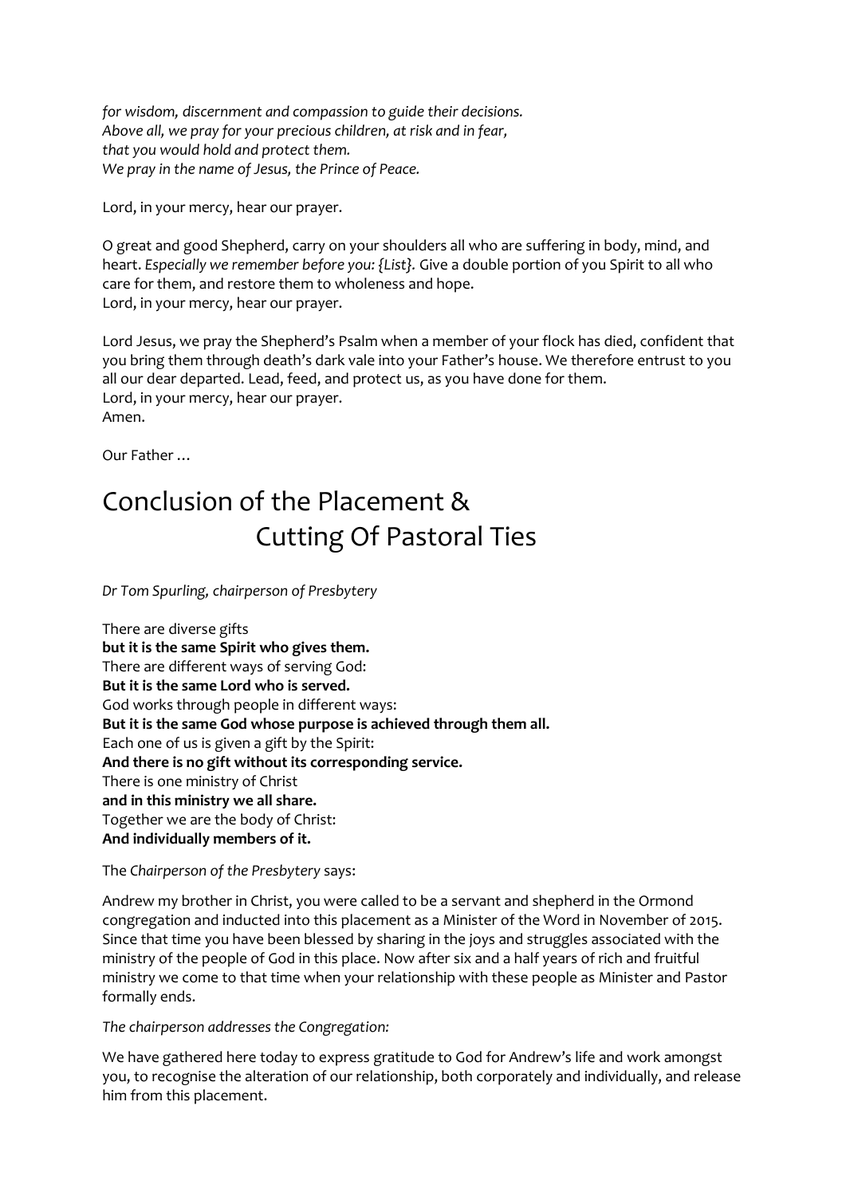*for wisdom, discernment and compassion to guide their decisions.*
*Above all, we pray for your precious children, at risk and in fear,*
*that you would hold and protect them.*
*We pray in the name of Jesus, the Prince of Peace.*

Lord, in your mercy, hear our prayer.

O great and good Shepherd, carry on your shoulders all who are suffering in body, mind, and heart. *Especially we remember before you: {List}.* Give a double portion of you Spirit to all who care for them, and restore them to wholeness and hope.
Lord, in your mercy, hear our prayer.

Lord Jesus, we pray the Shepherd's Psalm when a member of your flock has died, confident that you bring them through death's dark vale into your Father's house. We therefore entrust to you all our dear departed. Lead, feed, and protect us, as you have done for them.
Lord, in your mercy, hear our prayer.
Amen.

Our Father …

# Conclusion of the Placement & Cutting Of Pastoral Ties

*Dr Tom Spurling, chairperson of Presbytery*

There are diverse gifts
**but it is the same Spirit who gives them.**
There are different ways of serving God:
**But it is the same Lord who is served.**
God works through people in different ways:
**But it is the same God whose purpose is achieved through them all.**
Each one of us is given a gift by the Spirit:
**And there is no gift without its corresponding service.**
There is one ministry of Christ
**and in this ministry we all share.**
Together we are the body of Christ:
**And individually members of it.**

The *Chairperson of the Presbytery* says:

Andrew my brother in Christ, you were called to be a servant and shepherd in the Ormond congregation and inducted into this placement as a Minister of the Word in November of 2015. Since that time you have been blessed by sharing in the joys and struggles associated with the ministry of the people of God in this place. Now after six and a half years of rich and fruitful ministry we come to that time when your relationship with these people as Minister and Pastor formally ends.

*The chairperson addresses the Congregation:*

We have gathered here today to express gratitude to God for Andrew's life and work amongst you, to recognise the alteration of our relationship, both corporately and individually, and release him from this placement.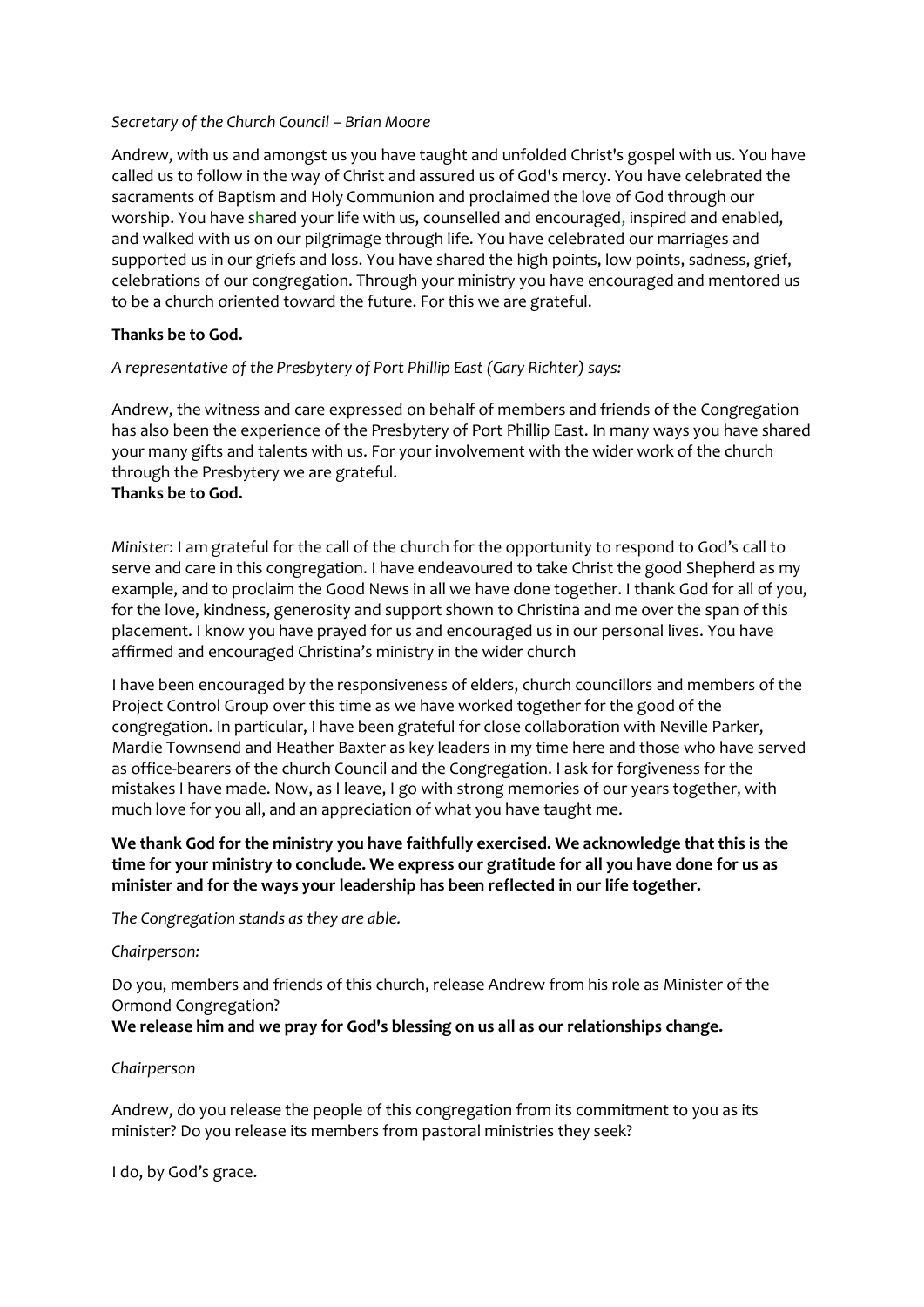*Secretary of the Church Council – Brian Moore*

Andrew, with us and amongst us you have taught and unfolded Christ's gospel with us. You have called us to follow in the way of Christ and assured us of God's mercy. You have celebrated the sacraments of Baptism and Holy Communion and proclaimed the love of God through our worship. You have shared your life with us, counselled and encouraged, inspired and enabled, and walked with us on our pilgrimage through life. You have celebrated our marriages and supported us in our griefs and loss. You have shared the high points, low points, sadness, grief, celebrations of our congregation. Through your ministry you have encouraged and mentored us to be a church oriented toward the future. For this we are grateful.

**Thanks be to God.**

*A representative of the Presbytery of Port Phillip East (Gary Richter) says:*

Andrew, the witness and care expressed on behalf of members and friends of the Congregation has also been the experience of the Presbytery of Port Phillip East. In many ways you have shared your many gifts and talents with us. For your involvement with the wider work of the church through the Presbytery we are grateful.
**Thanks be to God.**

*Minister*: I am grateful for the call of the church for the opportunity to respond to God's call to serve and care in this congregation. I have endeavoured to take Christ the good Shepherd as my example, and to proclaim the Good News in all we have done together. I thank God for all of you, for the love, kindness, generosity and support shown to Christina and me over the span of this placement. I know you have prayed for us and encouraged us in our personal lives. You have affirmed and encouraged Christina's ministry in the wider church

I have been encouraged by the responsiveness of elders, church councillors and members of the Project Control Group over this time as we have worked together for the good of the congregation. In particular, I have been grateful for close collaboration with Neville Parker, Mardie Townsend and Heather Baxter as key leaders in my time here and those who have served as office-bearers of the church Council and the Congregation. I ask for forgiveness for the mistakes I have made. Now, as I leave, I go with strong memories of our years together, with much love for you all, and an appreciation of what you have taught me.

**We thank God for the ministry you have faithfully exercised. We acknowledge that this is the time for your ministry to conclude. We express our gratitude for all you have done for us as minister and for the ways your leadership has been reflected in our life together.**

*The Congregation stands as they are able.*

*Chairperson:*

Do you, members and friends of this church, release Andrew from his role as Minister of the Ormond Congregation?
**We release him and we pray for God's blessing on us all as our relationships change.**

*Chairperson*

Andrew, do you release the people of this congregation from its commitment to you as its minister? Do you release its members from pastoral ministries they seek?

I do, by God's grace.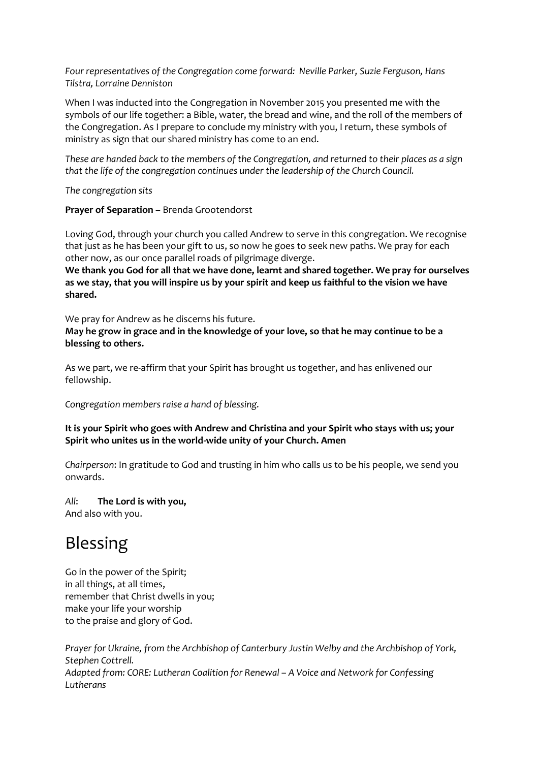*Four representatives of the Congregation come forward: Neville Parker, Suzie Ferguson, Hans Tilstra, Lorraine Denniston*

When I was inducted into the Congregation in November 2015 you presented me with the symbols of our life together: a Bible, water, the bread and wine, and the roll of the members of the Congregation. As I prepare to conclude my ministry with you, I return, these symbols of ministry as sign that our shared ministry has come to an end.

*These are handed back to the members of the Congregation, and returned to their places as a sign that the life of the congregation continues under the leadership of the Church Council.*

*The congregation sits*

**Prayer of Separation –** Brenda Grootendorst

Loving God, through your church you called Andrew to serve in this congregation. We recognise that just as he has been your gift to us, so now he goes to seek new paths. We pray for each other now, as our once parallel roads of pilgrimage diverge.
**We thank you God for all that we have done, learnt and shared together. We pray for ourselves as we stay, that you will inspire us by your spirit and keep us faithful to the vision we have shared.**

We pray for Andrew as he discerns his future.
**May he grow in grace and in the knowledge of your love, so that he may continue to be a blessing to others.**

As we part, we re-affirm that your Spirit has brought us together, and has enlivened our fellowship.

*Congregation members raise a hand of blessing.*

**It is your Spirit who goes with Andrew and Christina and your Spirit who stays with us; your Spirit who unites us in the world-wide unity of your Church. Amen**

*Chairperson*: In gratitude to God and trusting in him who calls us to be his people, we send you onwards.

*All*: **The Lord is with you,**
And also with you.

# Blessing

Go in the power of the Spirit;
in all things, at all times,
remember that Christ dwells in you;
make your life your worship
to the praise and glory of God.

*Prayer for Ukraine, from the Archbishop of Canterbury Justin Welby and the Archbishop of York, Stephen Cottrell.*
*Adapted from: CORE: Lutheran Coalition for Renewal – A Voice and Network for Confessing Lutherans*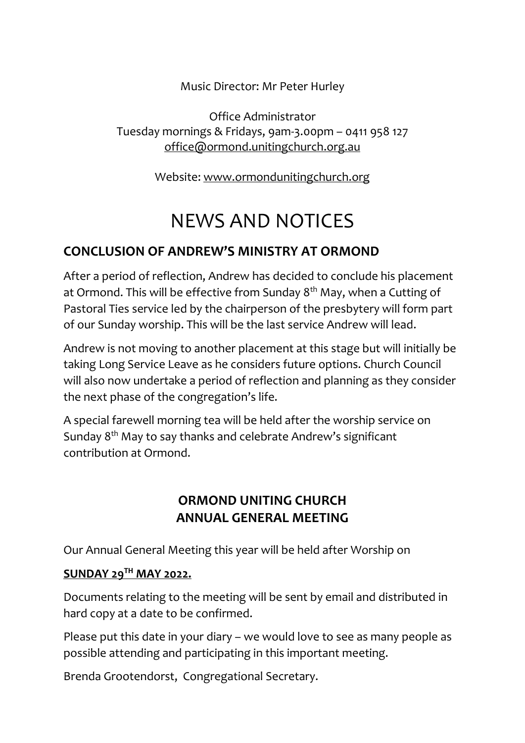Music Director: Mr Peter Hurley

Office Administrator
Tuesday mornings & Fridays, 9am-3.00pm – 0411 958 127
office@ormond.unitingchurch.org.au

Website: www.ormondunitingchurch.org

# NEWS AND NOTICES

## CONCLUSION OF ANDREW'S MINISTRY AT ORMOND

After a period of reflection, Andrew has decided to conclude his placement at Ormond. This will be effective from Sunday 8th May, when a Cutting of Pastoral Ties service led by the chairperson of the presbytery will form part of our Sunday worship. This will be the last service Andrew will lead.

Andrew is not moving to another placement at this stage but will initially be taking Long Service Leave as he considers future options. Church Council will also now undertake a period of reflection and planning as they consider the next phase of the congregation's life.

A special farewell morning tea will be held after the worship service on Sunday 8th May to say thanks and celebrate Andrew's significant contribution at Ormond.

## ORMOND UNITING CHURCH ANNUAL GENERAL MEETING

Our Annual General Meeting this year will be held after Worship on

**SUNDAY 29TH MAY 2022.**

Documents relating to the meeting will be sent by email and distributed in hard copy at a date to be confirmed.

Please put this date in your diary – we would love to see as many people as possible attending and participating in this important meeting.

Brenda Grootendorst, Congregational Secretary.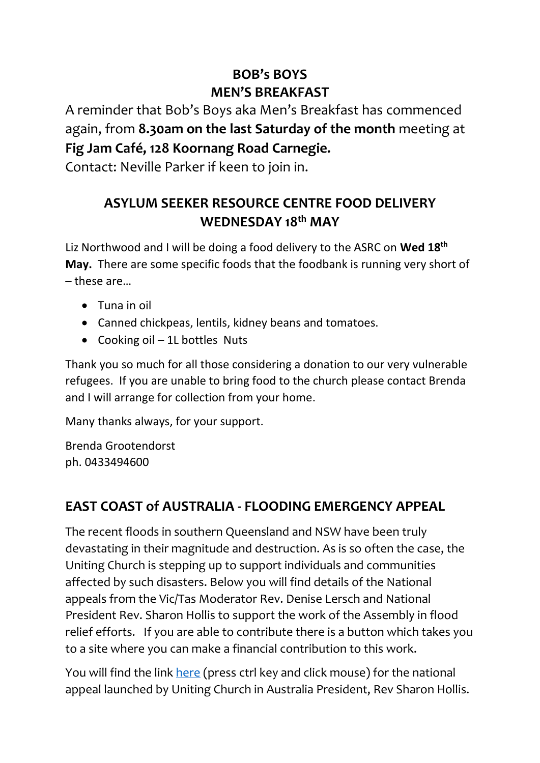## BOB's BOYS
## MEN'S BREAKFAST

A reminder that Bob's Boys aka Men's Breakfast has commenced again, from **8.30am on the last Saturday of the month** meeting at **Fig Jam Café, 128 Koornang Road Carnegie.**

Contact: Neville Parker if keen to join in.

## ASYLUM SEEKER RESOURCE CENTRE FOOD DELIVERY WEDNESDAY 18th MAY

Liz Northwood and I will be doing a food delivery to the ASRC on **Wed 18th May.** There are some specific foods that the foodbank is running very short of – these are…

- Tuna in oil
- Canned chickpeas, lentils, kidney beans and tomatoes.
- Cooking oil – 1L bottles Nuts

Thank you so much for all those considering a donation to our very vulnerable refugees. If you are unable to bring food to the church please contact Brenda and I will arrange for collection from your home.

Many thanks always, for your support.

Brenda Grootendorst
ph. 0433494600

## EAST COAST of AUSTRALIA - FLOODING EMERGENCY APPEAL

The recent floods in southern Queensland and NSW have been truly devastating in their magnitude and destruction. As is so often the case, the Uniting Church is stepping up to support individuals and communities affected by such disasters. Below you will find details of the National appeals from the Vic/Tas Moderator Rev. Denise Lersch and National President Rev. Sharon Hollis to support the work of the Assembly in flood relief efforts. If you are able to contribute there is a button which takes you to a site where you can make a financial contribution to this work.

You will find the link here (press ctrl key and click mouse) for the national appeal launched by Uniting Church in Australia President, Rev Sharon Hollis.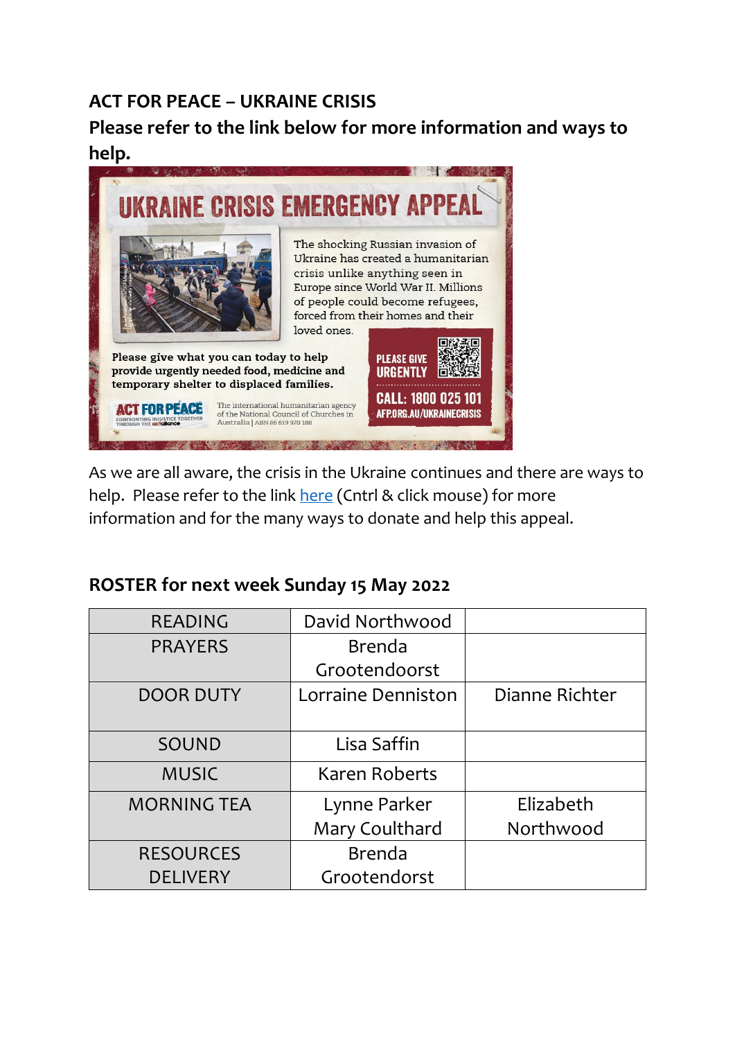**ACT FOR PEACE – UKRAINE CRISIS**

**Please refer to the link below for more information and ways to help.**

UKRAINE CRISIS EMERGENCY APPEAL

The shocking Russian invasion of Ukraine has created a humanitarian crisis unlike anything seen in Europe since World War II. Millions of people could become refugees, forced from their homes and their loved ones.

Please give what you can today to help provide urgently needed food, medicine and temporary shelter to displaced families.

PLEASE GIVE URGENTLY

CALL: 1800 025 101

AFP.ORG.AU/UKRAINECRISIS

ACT FOR PEACE CONFRONTING INJUSTICE TOGETHER THROUGH THE actalliance

The international humanitarian agency of the National Council of Churches in Australia | ABN 86 619 970 188

As we are all aware, the crisis in the Ukraine continues and there are ways to help. Please refer to the link here (Cntrl & click mouse) for more information and for the many ways to donate and help this appeal.

**ROSTER for next week Sunday 15 May 2022**

| | | |
|---|---|---|
| READING | David Northwood | |
| PRAYERS | Brenda Grootendoorst | |
| DOOR DUTY | Lorraine Denniston | Dianne Richter |
| SOUND | Lisa Saffin | |
| MUSIC | Karen Roberts | |
| MORNING TEA | Lynne Parker Mary Coulthard | Elizabeth Northwood |
| RESOURCES DELIVERY | Brenda Grootendorst | |